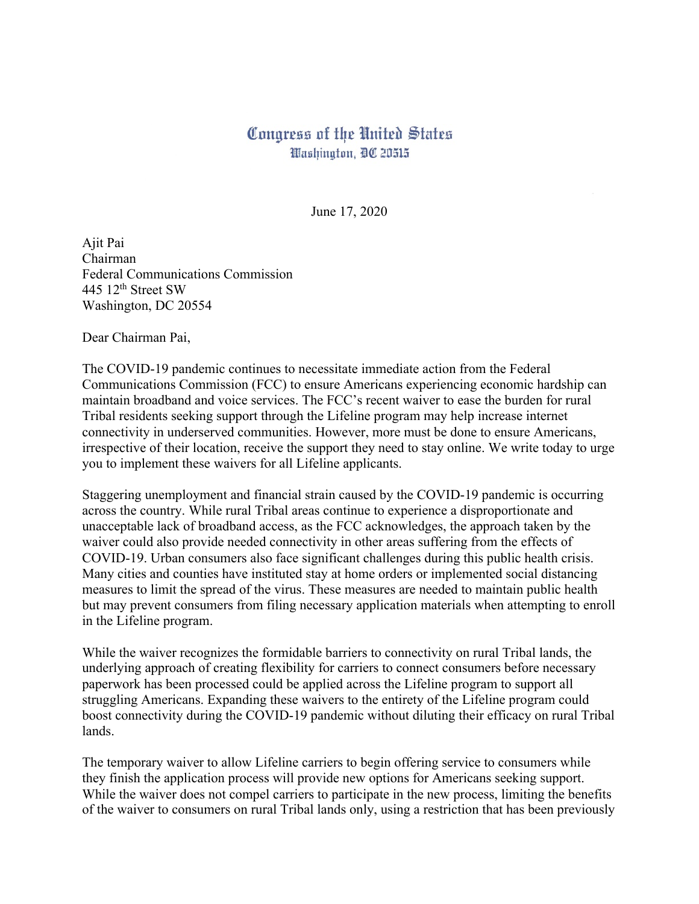# Congress of the United States
Washington, DC 20515

June 17, 2020

Ajit Pai
Chairman
Federal Communications Commission
445 12th Street SW
Washington, DC 20554

Dear Chairman Pai,

The COVID-19 pandemic continues to necessitate immediate action from the Federal Communications Commission (FCC) to ensure Americans experiencing economic hardship can maintain broadband and voice services. The FCC's recent waiver to ease the burden for rural Tribal residents seeking support through the Lifeline program may help increase internet connectivity in underserved communities. However, more must be done to ensure Americans, irrespective of their location, receive the support they need to stay online. We write today to urge you to implement these waivers for all Lifeline applicants.

Staggering unemployment and financial strain caused by the COVID-19 pandemic is occurring across the country. While rural Tribal areas continue to experience a disproportionate and unacceptable lack of broadband access, as the FCC acknowledges, the approach taken by the waiver could also provide needed connectivity in other areas suffering from the effects of COVID-19. Urban consumers also face significant challenges during this public health crisis. Many cities and counties have instituted stay at home orders or implemented social distancing measures to limit the spread of the virus. These measures are needed to maintain public health but may prevent consumers from filing necessary application materials when attempting to enroll in the Lifeline program.

While the waiver recognizes the formidable barriers to connectivity on rural Tribal lands, the underlying approach of creating flexibility for carriers to connect consumers before necessary paperwork has been processed could be applied across the Lifeline program to support all struggling Americans. Expanding these waivers to the entirety of the Lifeline program could boost connectivity during the COVID-19 pandemic without diluting their efficacy on rural Tribal lands.

The temporary waiver to allow Lifeline carriers to begin offering service to consumers while they finish the application process will provide new options for Americans seeking support. While the waiver does not compel carriers to participate in the new process, limiting the benefits of the waiver to consumers on rural Tribal lands only, using a restriction that has been previously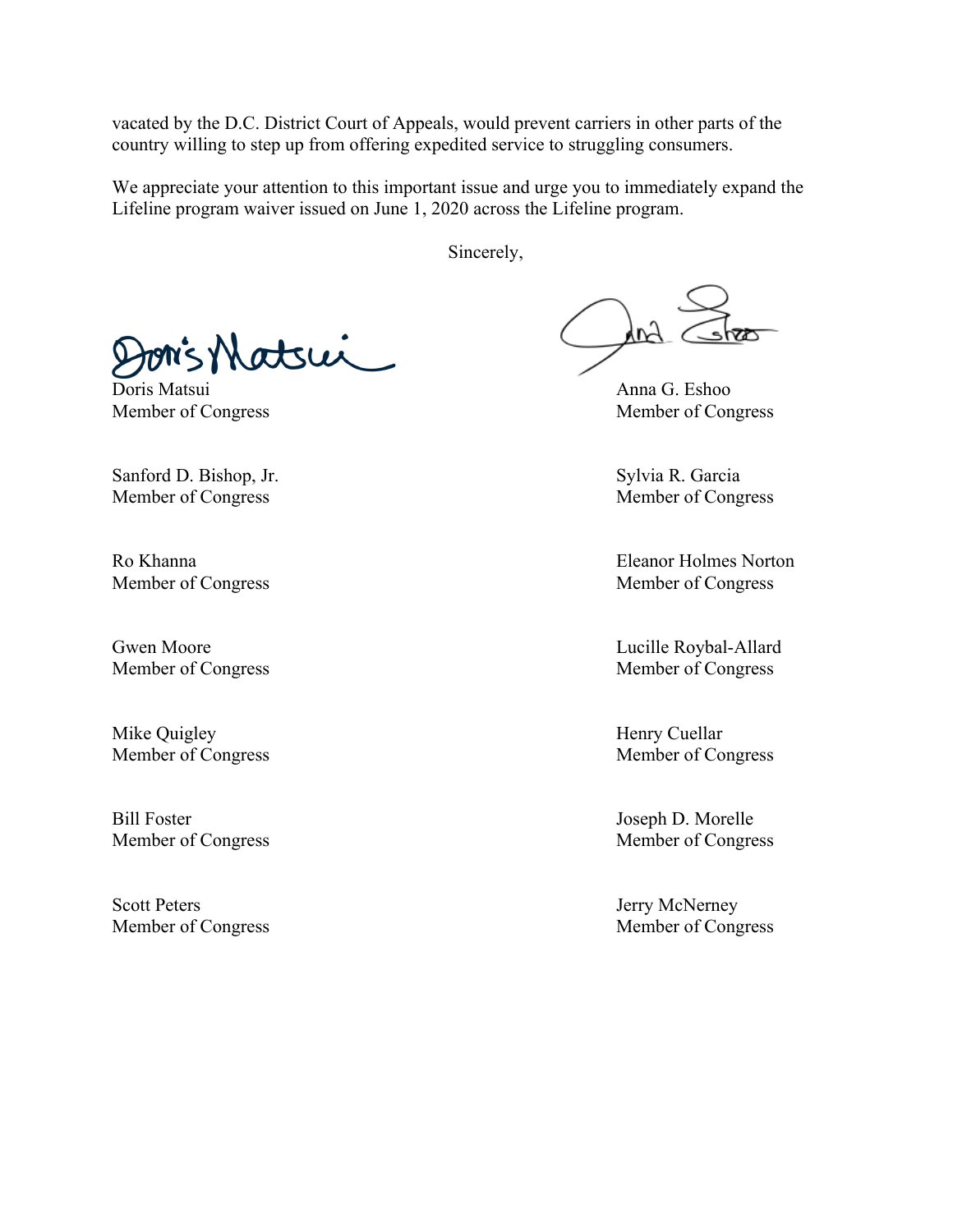vacated by the D.C. District Court of Appeals, would prevent carriers in other parts of the country willing to step up from offering expedited service to struggling consumers.

We appreciate your attention to this important issue and urge you to immediately expand the Lifeline program waiver issued on June 1, 2020 across the Lifeline program.

Sincerely,

Doris Matsui
Member of Congress

Anna G. Eshoo
Member of Congress

Sanford D. Bishop, Jr.
Member of Congress

Sylvia R. Garcia
Member of Congress

Ro Khanna
Member of Congress

Eleanor Holmes Norton
Member of Congress

Gwen Moore
Member of Congress

Lucille Roybal-Allard
Member of Congress

Mike Quigley
Member of Congress

Henry Cuellar
Member of Congress

Bill Foster
Member of Congress

Joseph D. Morelle
Member of Congress

Scott Peters
Member of Congress

Jerry McNerney
Member of Congress